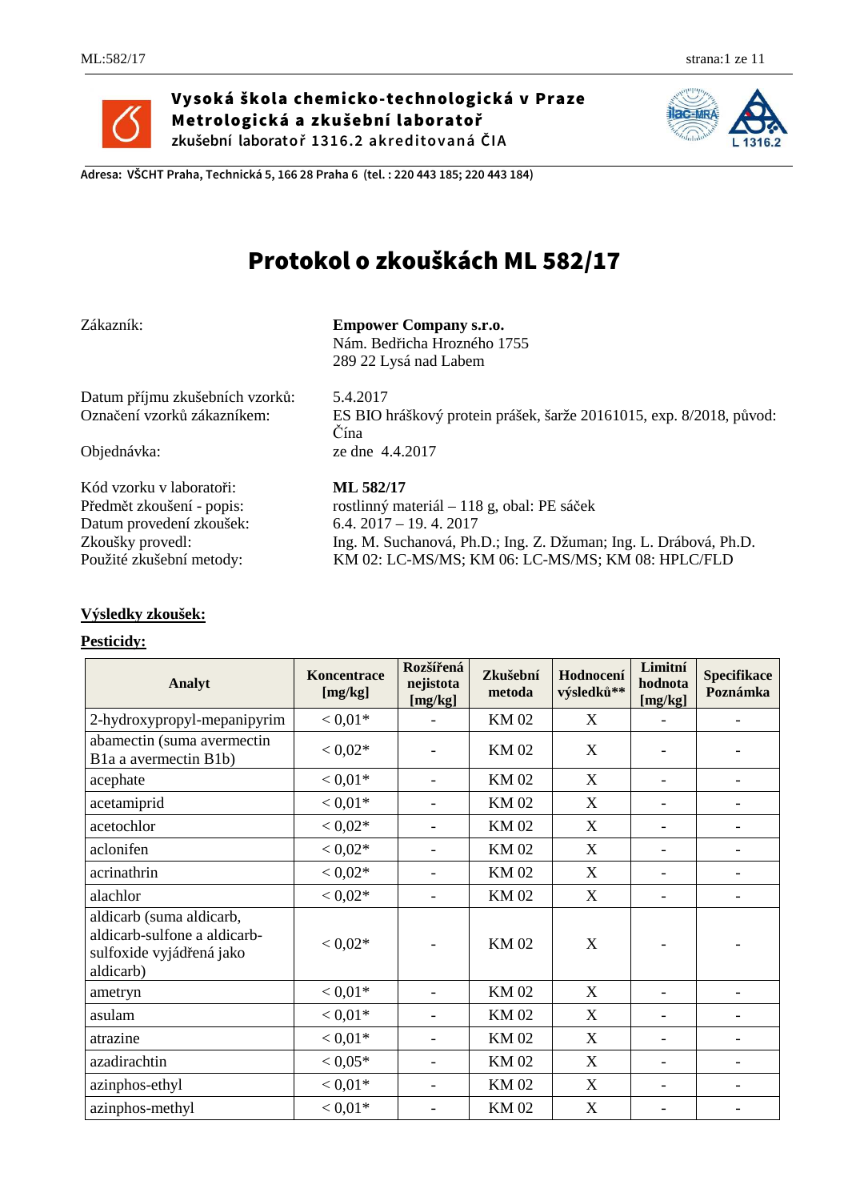**Vysoká škola chemicko-technologická v Praze**
**Metrologická a zkušební laboratoř**
zkušební laboratoř 1316.2 akreditovaná ČIA

**Adresa: VŠCHT Praha, Technická 5, 166 28 Praha 6 (tel. : 220 443 185; 220 443 184)**

# Protokol o zkouškách ML 582/17

| | |
|---|---|
| Zákazník: | **Empower Company s.r.o.**<br>Nám. Bedřicha Hrozného 1755<br>289 22 Lysá nad Labem |
| Datum příjmu zkušebních vzorků: | 5.4.2017 |
| Označení vzorků zákazníkem: | ES BIO hráškový protein prášek, šarže 20161015, exp. 8/2018, původ: Čína |
| Objednávka: | ze dne 4.4.2017 |
| Kód vzorku v laboratoři: | **ML 582/17** |
| Předmět zkoušení - popis: | rostlinný materiál – 118 g, obal: PE sáček |
| Datum provedení zkoušek: | 6.4. 2017 – 19. 4. 2017 |
| Zkoušky provedli: | Ing. M. Suchanová, Ph.D.; Ing. Z. Džuman; Ing. L. Drábová, Ph.D. |
| Použité zkušební metody: | KM 02: LC-MS/MS; KM 06: LC-MS/MS; KM 08: HPLC/FLD |

## Výsledky zkoušek:

### Pesticidy:

| Analyt | Koncentrace [mg/kg] | Rozšířená nejistota [mg/kg] | Zkušební metoda | Hodnocení výsledků** | Limitní hodnota [mg/kg] | Specifikace Poznámka |
|---|---|---|---|---|---|---|
| 2-hydroxypropyl-mepanipyrim | < 0,01* | - | KM 02 | X | - | - |
| abamectin (suma avermectin B1a a avermectin B1b) | < 0,02* | - | KM 02 | X | - | - |
| acephate | < 0,01* | - | KM 02 | X | - | - |
| acetamiprid | < 0,01* | - | KM 02 | X | - | - |
| acetochlor | < 0,02* | - | KM 02 | X | - | - |
| aclonifen | < 0,02* | - | KM 02 | X | - | - |
| acrinathrin | < 0,02* | - | KM 02 | X | - | - |
| alachlor | < 0,02* | - | KM 02 | X | - | - |
| aldicarb (suma aldicarb, aldicarb-sulfone a aldicarb-sulfoxide vyjádřená jako aldicarb) | < 0,02* | - | KM 02 | X | - | - |
| ametryn | < 0,01* | - | KM 02 | X | - | - |
| asulam | < 0,01* | - | KM 02 | X | - | - |
| atrazine | < 0,01* | - | KM 02 | X | - | - |
| azadirachtin | < 0,05* | - | KM 02 | X | - | - |
| azinphos-ethyl | < 0,01* | - | KM 02 | X | - | - |
| azinphos-methyl | < 0,01* | - | KM 02 | X | - | - |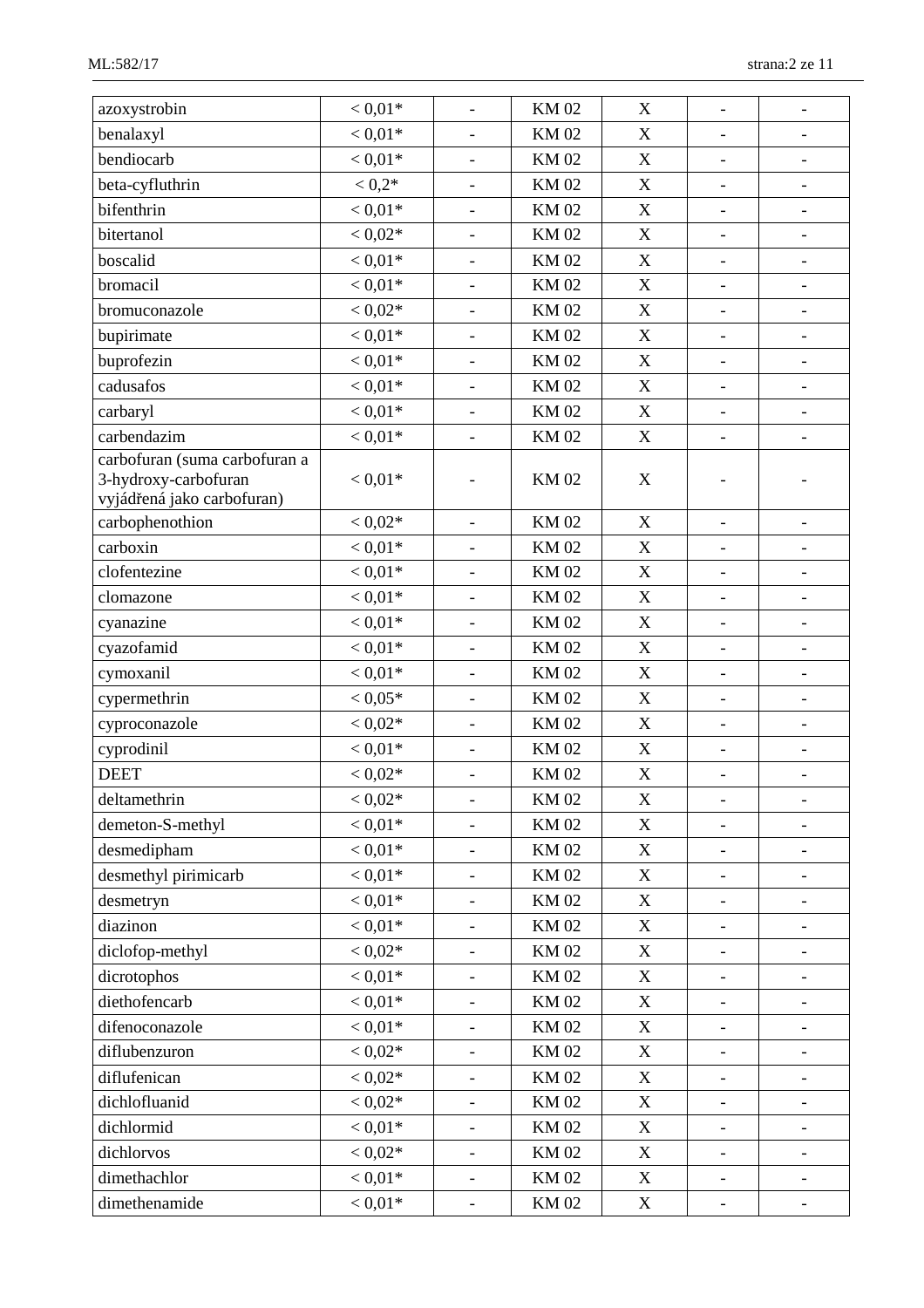| | | | | | | |
|---|---|---|---|---|---|---|
| azoxystrobin | < 0,01* | - | KM 02 | X | - | - |
| benalaxyl | < 0,01* | - | KM 02 | X | - | - |
| bendiocarb | < 0,01* | - | KM 02 | X | - | - |
| beta-cyfluthrin | < 0,2* | - | KM 02 | X | - | - |
| bifenthrin | < 0,01* | - | KM 02 | X | - | - |
| bitertanol | < 0,02* | - | KM 02 | X | - | - |
| boscalid | < 0,01* | - | KM 02 | X | - | - |
| bromacil | < 0,01* | - | KM 02 | X | - | - |
| bromuconazole | < 0,02* | - | KM 02 | X | - | - |
| bupirimate | < 0,01* | - | KM 02 | X | - | - |
| buprofezin | < 0,01* | - | KM 02 | X | - | - |
| cadusafos | < 0,01* | - | KM 02 | X | - | - |
| carbaryl | < 0,01* | - | KM 02 | X | - | - |
| carbendazim | < 0,01* | - | KM 02 | X | - | - |
| carbofuran (suma carbofuran a 3-hydroxy-carbofuran vyjádřená jako carbofuran) | < 0,01* | - | KM 02 | X | - | - |
| carbophenothion | < 0,02* | - | KM 02 | X | - | - |
| carboxin | < 0,01* | - | KM 02 | X | - | - |
| clofentezine | < 0,01* | - | KM 02 | X | - | - |
| clomazone | < 0,01* | - | KM 02 | X | - | - |
| cyanazine | < 0,01* | - | KM 02 | X | - | - |
| cyazofamid | < 0,01* | - | KM 02 | X | - | - |
| cymoxanil | < 0,01* | - | KM 02 | X | - | - |
| cypermethrin | < 0,05* | - | KM 02 | X | - | - |
| cyproconazole | < 0,02* | - | KM 02 | X | - | - |
| cyprodinil | < 0,01* | - | KM 02 | X | - | - |
| DEET | < 0,02* | - | KM 02 | X | - | - |
| deltamethrin | < 0,02* | - | KM 02 | X | - | - |
| demeton-S-methyl | < 0,01* | - | KM 02 | X | - | - |
| desmedipham | < 0,01* | - | KM 02 | X | - | - |
| desmethyl pirimicarb | < 0,01* | - | KM 02 | X | - | - |
| desmetryn | < 0,01* | - | KM 02 | X | - | - |
| diazinon | < 0,01* | - | KM 02 | X | - | - |
| diclofop-methyl | < 0,02* | - | KM 02 | X | - | - |
| dicrotophos | < 0,01* | - | KM 02 | X | - | - |
| diethofencarb | < 0,01* | - | KM 02 | X | - | - |
| difenoconazole | < 0,01* | - | KM 02 | X | - | - |
| diflubenzuron | < 0,02* | - | KM 02 | X | - | - |
| diflufenican | < 0,02* | - | KM 02 | X | - | - |
| dichlofluanid | < 0,02* | - | KM 02 | X | - | - |
| dichlormid | < 0,01* | - | KM 02 | X | - | - |
| dichlorvos | < 0,02* | - | KM 02 | X | - | - |
| dimethachlor | < 0,01* | - | KM 02 | X | - | - |
| dimethenamide | < 0,01* | - | KM 02 | X | - | - |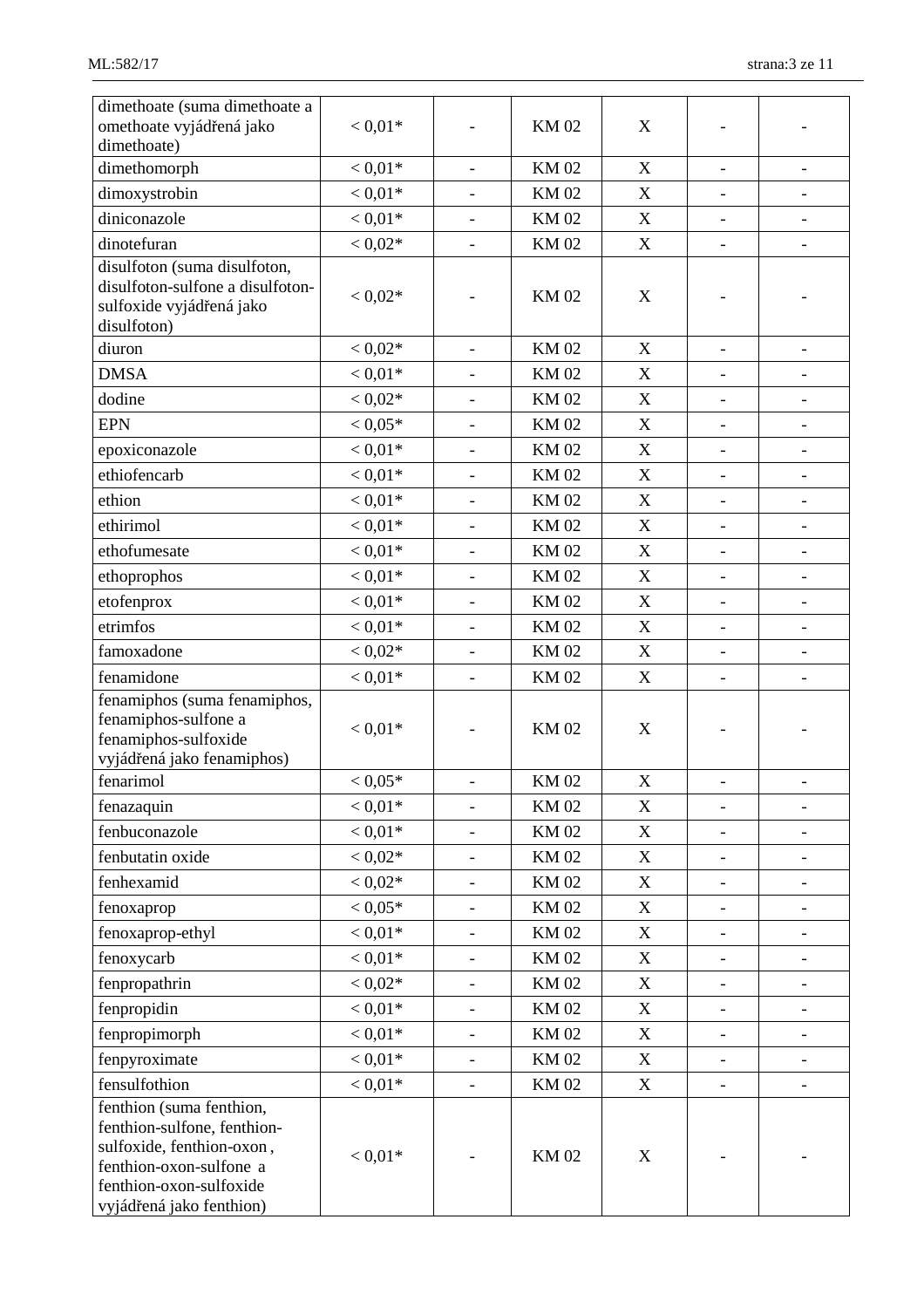| | | | | | | |
|---|---|---|---|---|---|---|
| dimethoate (suma dimethoate a omethoate vyjádřená jako dimethoate) | < 0,01* | - | KM 02 | X | - | - |
| dimethomorph | < 0,01* | - | KM 02 | X | - | - |
| dimoxystrobin | < 0,01* | - | KM 02 | X | - | - |
| diniconazole | < 0,01* | - | KM 02 | X | - | - |
| dinotefuran | < 0,02* | - | KM 02 | X | - | - |
| disulfoton (suma disulfoton, disulfoton-sulfone a disulfoton-sulfoxide vyjádřená jako disulfoton) | < 0,02* | - | KM 02 | X | - | - |
| diuron | < 0,02* | - | KM 02 | X | - | - |
| DMSA | < 0,01* | - | KM 02 | X | - | - |
| dodine | < 0,02* | - | KM 02 | X | - | - |
| EPN | < 0,05* | - | KM 02 | X | - | - |
| epoxiconazole | < 0,01* | - | KM 02 | X | - | - |
| ethiofencarb | < 0,01* | - | KM 02 | X | - | - |
| ethion | < 0,01* | - | KM 02 | X | - | - |
| ethirimol | < 0,01* | - | KM 02 | X | - | - |
| ethofumesate | < 0,01* | - | KM 02 | X | - | - |
| ethoprophos | < 0,01* | - | KM 02 | X | - | - |
| etofenprox | < 0,01* | - | KM 02 | X | - | - |
| etrimfos | < 0,01* | - | KM 02 | X | - | - |
| famoxadone | < 0,02* | - | KM 02 | X | - | - |
| fenamidone | < 0,01* | - | KM 02 | X | - | - |
| fenamiphos (suma fenamiphos, fenamiphos-sulfone a fenamiphos-sulfoxide vyjádřená jako fenamiphos) | < 0,01* | - | KM 02 | X | - | - |
| fenarimol | < 0,05* | - | KM 02 | X | - | - |
| fenazaquin | < 0,01* | - | KM 02 | X | - | - |
| fenbuconazole | < 0,01* | - | KM 02 | X | - | - |
| fenbutatin oxide | < 0,02* | - | KM 02 | X | - | - |
| fenhexamid | < 0,02* | - | KM 02 | X | - | - |
| fenoxaprop | < 0,05* | - | KM 02 | X | - | - |
| fenoxaprop-ethyl | < 0,01* | - | KM 02 | X | - | - |
| fenoxycarb | < 0,01* | - | KM 02 | X | - | - |
| fenpropathrin | < 0,02* | - | KM 02 | X | - | - |
| fenpropidin | < 0,01* | - | KM 02 | X | - | - |
| fenpropimorph | < 0,01* | - | KM 02 | X | - | - |
| fenpyroximate | < 0,01* | - | KM 02 | X | - | - |
| fensulfothion | < 0,01* | - | KM 02 | X | - | - |
| fenthion (suma fenthion, fenthion-sulfone, fenthion-sulfoxide, fenthion-oxon , fenthion-oxon-sulfone a fenthion-oxon-sulfoxide vyjádřená jako fenthion) | < 0,01* | - | KM 02 | X | - | - |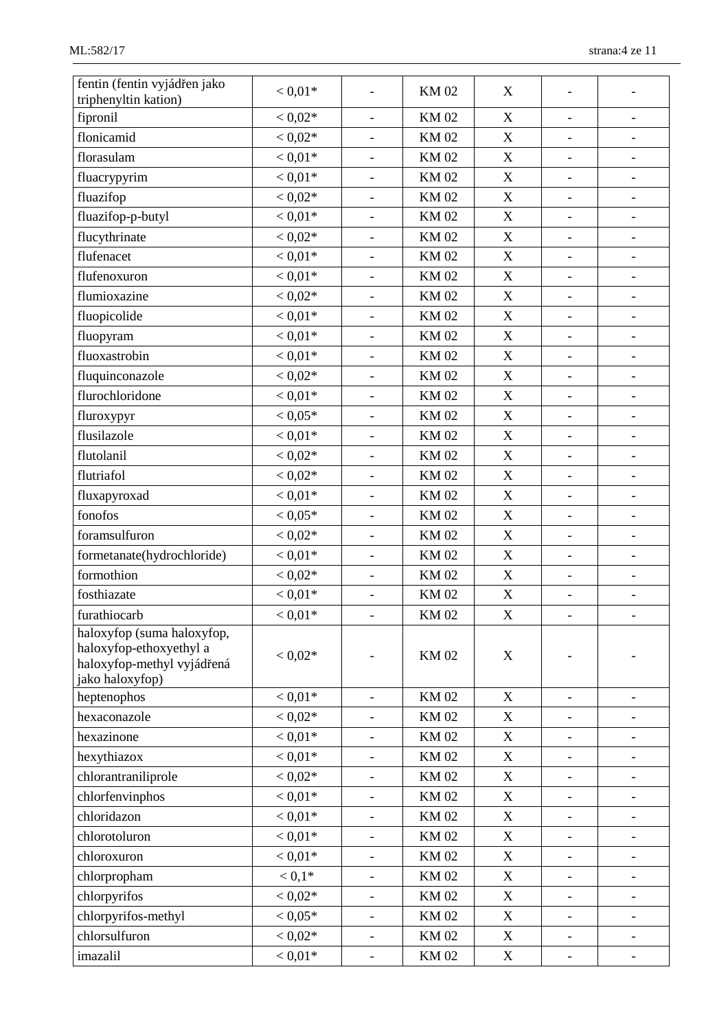| | | | | | | |
|---|---|---|---|---|---|---|
| fentin (fentin vyjádřen jako triphenyltin kation) | < 0,01* | - | KM 02 | X | - | - |
| fipronil | < 0,02* | - | KM 02 | X | - | - |
| flonicamid | < 0,02* | - | KM 02 | X | - | - |
| florasulam | < 0,01* | - | KM 02 | X | - | - |
| fluacrypyrim | < 0,01* | - | KM 02 | X | - | - |
| fluazifop | < 0,02* | - | KM 02 | X | - | - |
| fluazifop-p-butyl | < 0,01* | - | KM 02 | X | - | - |
| flucythrinate | < 0,02* | - | KM 02 | X | - | - |
| flufenacet | < 0,01* | - | KM 02 | X | - | - |
| flufenoxuron | < 0,01* | - | KM 02 | X | - | - |
| flumioxazine | < 0,02* | - | KM 02 | X | - | - |
| fluopicolide | < 0,01* | - | KM 02 | X | - | - |
| fluopyram | < 0,01* | - | KM 02 | X | - | - |
| fluoxastrobin | < 0,01* | - | KM 02 | X | - | - |
| fluquinconazole | < 0,02* | - | KM 02 | X | - | - |
| flurochloridone | < 0,01* | - | KM 02 | X | - | - |
| fluroxypyr | < 0,05* | - | KM 02 | X | - | - |
| flusilazole | < 0,01* | - | KM 02 | X | - | - |
| flutolanil | < 0,02* | - | KM 02 | X | - | - |
| flutriafol | < 0,02* | - | KM 02 | X | - | - |
| fluxapyroxad | < 0,01* | - | KM 02 | X | - | - |
| fonofos | < 0,05* | - | KM 02 | X | - | - |
| foramsulfuron | < 0,02* | - | KM 02 | X | - | - |
| formetanate(hydrochloride) | < 0,01* | - | KM 02 | X | - | - |
| formothion | < 0,02* | - | KM 02 | X | - | - |
| fosthiazate | < 0,01* | - | KM 02 | X | - | - |
| furathiocarb | < 0,01* | - | KM 02 | X | - | - |
| haloxyfop (suma haloxyfop, haloxyfop-ethoxyethyl a haloxyfop-methyl vyjádřená jako haloxyfop) | < 0,02* | - | KM 02 | X | - | - |
| heptenophos | < 0,01* | - | KM 02 | X | - | - |
| hexaconazole | < 0,02* | - | KM 02 | X | - | - |
| hexazinone | < 0,01* | - | KM 02 | X | - | - |
| hexythiazox | < 0,01* | - | KM 02 | X | - | - |
| chlorantraniliprole | < 0,02* | - | KM 02 | X | - | - |
| chlorfenvinphos | < 0,01* | - | KM 02 | X | - | - |
| chloridazon | < 0,01* | - | KM 02 | X | - | - |
| chlorotoluron | < 0,01* | - | KM 02 | X | - | - |
| chloroxuron | < 0,01* | - | KM 02 | X | - | - |
| chlorpropham | < 0,1* | - | KM 02 | X | - | - |
| chlorpyrifos | < 0,02* | - | KM 02 | X | - | - |
| chlorpyrifos-methyl | < 0,05* | - | KM 02 | X | - | - |
| chlorsulfuron | < 0,02* | - | KM 02 | X | - | - |
| imazalil | < 0,01* | - | KM 02 | X | - | - |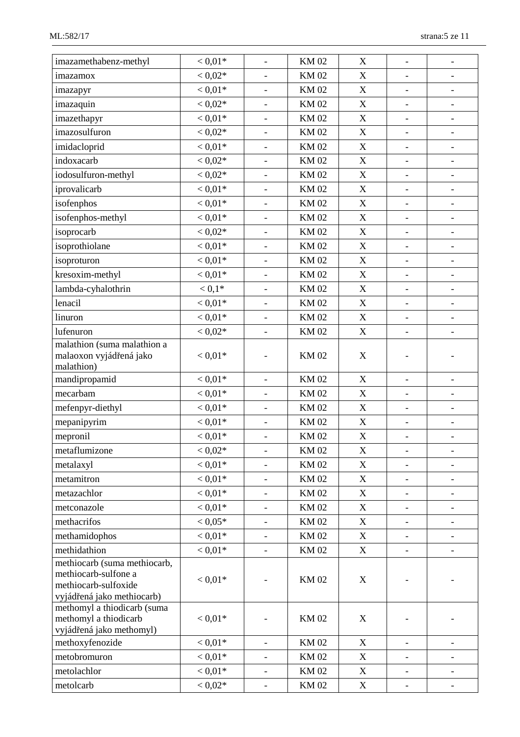| | | | | | | |
|---|---|---|---|---|---|---|
| imazamethabenz-methyl | < 0,01* | - | KM 02 | X | - | - |
| imazamox | < 0,02* | - | KM 02 | X | - | - |
| imazapyr | < 0,01* | - | KM 02 | X | - | - |
| imazaquin | < 0,02* | - | KM 02 | X | - | - |
| imazethapyr | < 0,01* | - | KM 02 | X | - | - |
| imazosulfuron | < 0,02* | - | KM 02 | X | - | - |
| imidacloprid | < 0,01* | - | KM 02 | X | - | - |
| indoxacarb | < 0,02* | - | KM 02 | X | - | - |
| iodosulfuron-methyl | < 0,02* | - | KM 02 | X | - | - |
| iprovalicarb | < 0,01* | - | KM 02 | X | - | - |
| isofenphos | < 0,01* | - | KM 02 | X | - | - |
| isofenphos-methyl | < 0,01* | - | KM 02 | X | - | - |
| isoprocarb | < 0,02* | - | KM 02 | X | - | - |
| isoprothiolane | < 0,01* | - | KM 02 | X | - | - |
| isoproturon | < 0,01* | - | KM 02 | X | - | - |
| kresoxim-methyl | < 0,01* | - | KM 02 | X | - | - |
| lambda-cyhalothrin | < 0,1* | - | KM 02 | X | - | - |
| lenacil | < 0,01* | - | KM 02 | X | - | - |
| linuron | < 0,01* | - | KM 02 | X | - | - |
| lufenuron | < 0,02* | - | KM 02 | X | - | - |
| malathion (suma malathion a malaoxon vyjádřená jako malathion) | < 0,01* | - | KM 02 | X | - | - |
| mandipropamid | < 0,01* | - | KM 02 | X | - | - |
| mecarbam | < 0,01* | - | KM 02 | X | - | - |
| mefenpyr-diethyl | < 0,01* | - | KM 02 | X | - | - |
| mepanipyrim | < 0,01* | - | KM 02 | X | - | - |
| mepronil | < 0,01* | - | KM 02 | X | - | - |
| metaflumizone | < 0,02* | - | KM 02 | X | - | - |
| metalaxyl | < 0,01* | - | KM 02 | X | - | - |
| metamitron | < 0,01* | - | KM 02 | X | - | - |
| metazachlor | < 0,01* | - | KM 02 | X | - | - |
| metconazole | < 0,01* | - | KM 02 | X | - | - |
| methacrifos | < 0,05* | - | KM 02 | X | - | - |
| methamidophos | < 0,01* | - | KM 02 | X | - | - |
| methidathion | < 0,01* | - | KM 02 | X | - | - |
| methiocarb (suma methiocarb, methiocarb-sulfone a methiocarb-sulfoxide vyjádřená jako methiocarb) | < 0,01* | - | KM 02 | X | - | - |
| methomyl a thiodicarb (suma methomyl a thiodicarb vyjádřená jako methomyl) | < 0,01* | - | KM 02 | X | - | - |
| methoxyfenozide | < 0,01* | - | KM 02 | X | - | - |
| metobromuron | < 0,01* | - | KM 02 | X | - | - |
| metolachlor | < 0,01* | - | KM 02 | X | - | - |
| metolcarb | < 0,02* | - | KM 02 | X | - | - |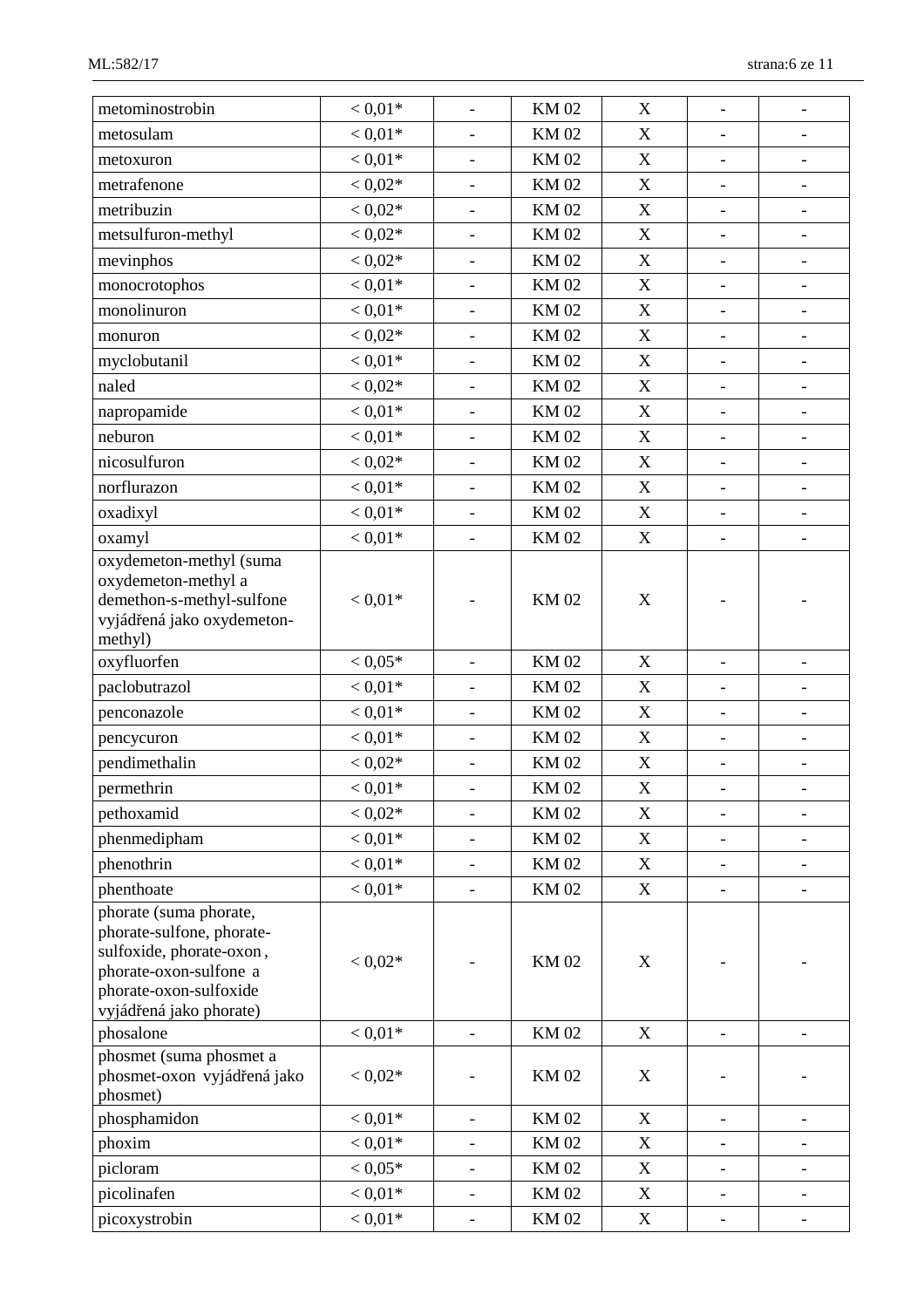| | | | | | | |
|---|---|---|---|---|---|---|
| metominostrobin | < 0,01* | - | KM 02 | X | - | - |
| metosulam | < 0,01* | - | KM 02 | X | - | - |
| metoxuron | < 0,01* | - | KM 02 | X | - | - |
| metrafenone | < 0,02* | - | KM 02 | X | - | - |
| metribuzin | < 0,02* | - | KM 02 | X | - | - |
| metsulfuron-methyl | < 0,02* | - | KM 02 | X | - | - |
| mevinphos | < 0,02* | - | KM 02 | X | - | - |
| monocrotophos | < 0,01* | - | KM 02 | X | - | - |
| monolinuron | < 0,01* | - | KM 02 | X | - | - |
| monuron | < 0,02* | - | KM 02 | X | - | - |
| myclobutanil | < 0,01* | - | KM 02 | X | - | - |
| naled | < 0,02* | - | KM 02 | X | - | - |
| napropamide | < 0,01* | - | KM 02 | X | - | - |
| neburon | < 0,01* | - | KM 02 | X | - | - |
| nicosulfuron | < 0,02* | - | KM 02 | X | - | - |
| norflurazon | < 0,01* | - | KM 02 | X | - | - |
| oxadixyl | < 0,01* | - | KM 02 | X | - | - |
| oxamyl | < 0,01* | - | KM 02 | X | - | - |
| oxydemeton-methyl (suma oxydemeton-methyl a demethon-s-methyl-sulfone vyjádřená jako oxydemeton-methyl) | < 0,01* | - | KM 02 | X | - | - |
| oxyfluorfen | < 0,05* | - | KM 02 | X | - | - |
| paclobutrazol | < 0,01* | - | KM 02 | X | - | - |
| penconazole | < 0,01* | - | KM 02 | X | - | - |
| pencycuron | < 0,01* | - | KM 02 | X | - | - |
| pendimethalin | < 0,02* | - | KM 02 | X | - | - |
| permethrin | < 0,01* | - | KM 02 | X | - | - |
| pethoxamid | < 0,02* | - | KM 02 | X | - | - |
| phenmedipham | < 0,01* | - | KM 02 | X | - | - |
| phenothrin | < 0,01* | - | KM 02 | X | - | - |
| phenthoate | < 0,01* | - | KM 02 | X | - | - |
| phorate (suma phorate, phorate-sulfone, phorate-sulfoxide, phorate-oxon, phorate-oxon-sulfone a phorate-oxon-sulfoxide vyjádřená jako phorate) | < 0,02* | - | KM 02 | X | - | - |
| phosalone | < 0,01* | - | KM 02 | X | - | - |
| phosmet (suma phosmet a phosmet-oxon vyjádřená jako phosmet) | < 0,02* | - | KM 02 | X | - | - |
| phosphamidon | < 0,01* | - | KM 02 | X | - | - |
| phoxim | < 0,01* | - | KM 02 | X | - | - |
| picloram | < 0,05* | - | KM 02 | X | - | - |
| picolinafen | < 0,01* | - | KM 02 | X | - | - |
| picoxystrobin | < 0,01* | - | KM 02 | X | - | - |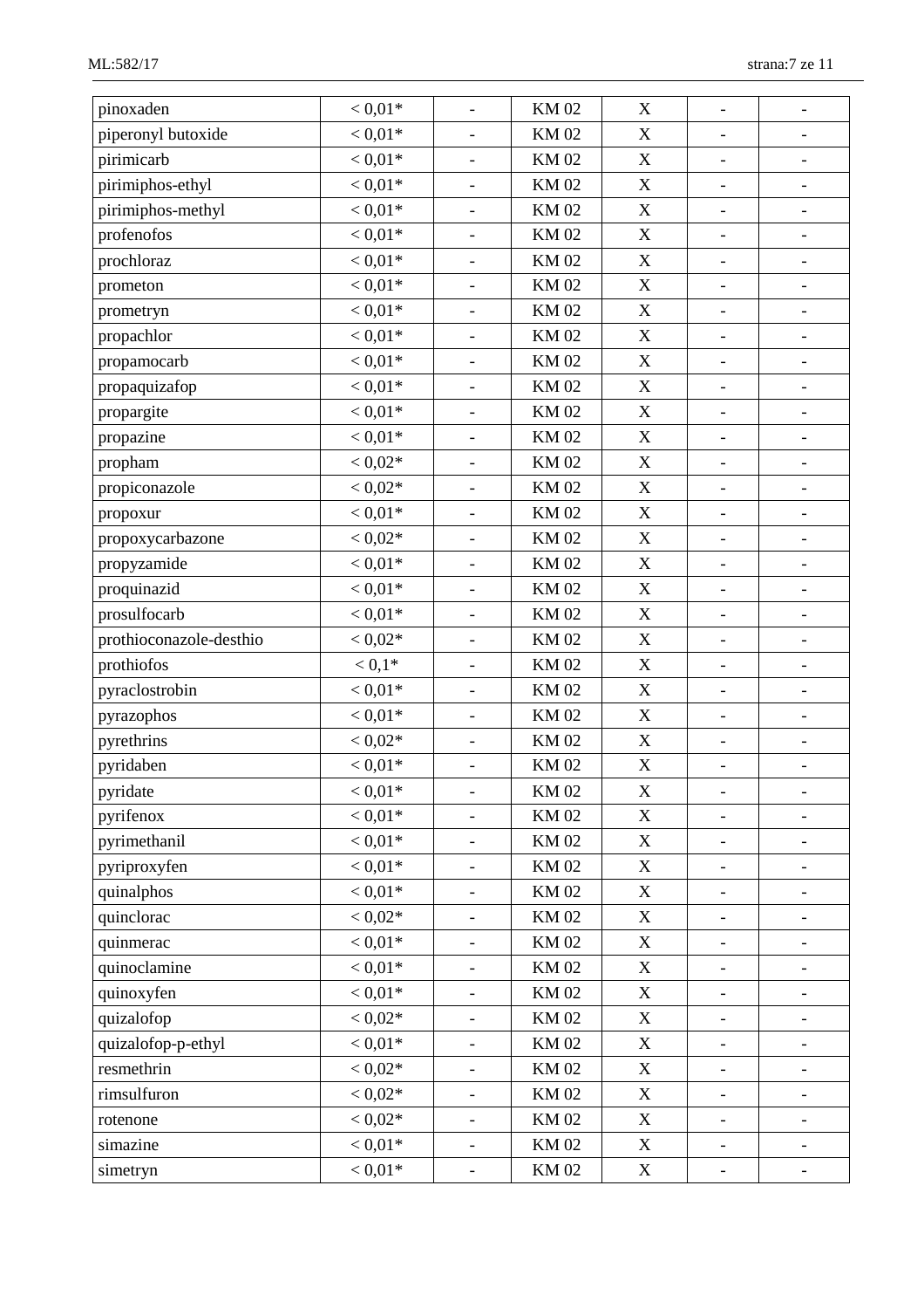| | | | | | | |
|---|---|---|---|---|---|---|
| pinoxaden | < 0,01* | - | KM 02 | X | - | - |
| piperonyl butoxide | < 0,01* | - | KM 02 | X | - | - |
| pirimicarb | < 0,01* | - | KM 02 | X | - | - |
| pirimiphos-ethyl | < 0,01* | - | KM 02 | X | - | - |
| pirimiphos-methyl | < 0,01* | - | KM 02 | X | - | - |
| profenofos | < 0,01* | - | KM 02 | X | - | - |
| prochloraz | < 0,01* | - | KM 02 | X | - | - |
| prometon | < 0,01* | - | KM 02 | X | - | - |
| prometryn | < 0,01* | - | KM 02 | X | - | - |
| propachlor | < 0,01* | - | KM 02 | X | - | - |
| propamocarb | < 0,01* | - | KM 02 | X | - | - |
| propaquizafop | < 0,01* | - | KM 02 | X | - | - |
| propargite | < 0,01* | - | KM 02 | X | - | - |
| propazine | < 0,01* | - | KM 02 | X | - | - |
| propham | < 0,02* | - | KM 02 | X | - | - |
| propiconazole | < 0,02* | - | KM 02 | X | - | - |
| propoxur | < 0,01* | - | KM 02 | X | - | - |
| propoxycarbazone | < 0,02* | - | KM 02 | X | - | - |
| propyzamide | < 0,01* | - | KM 02 | X | - | - |
| proquinazid | < 0,01* | - | KM 02 | X | - | - |
| prosulfocarb | < 0,01* | - | KM 02 | X | - | - |
| prothioconazole-desthio | < 0,02* | - | KM 02 | X | - | - |
| prothiofos | < 0,1* | - | KM 02 | X | - | - |
| pyraclostrobin | < 0,01* | - | KM 02 | X | - | - |
| pyrazophos | < 0,01* | - | KM 02 | X | - | - |
| pyrethrins | < 0,02* | - | KM 02 | X | - | - |
| pyridaben | < 0,01* | - | KM 02 | X | - | - |
| pyridate | < 0,01* | - | KM 02 | X | - | - |
| pyrifenox | < 0,01* | - | KM 02 | X | - | - |
| pyrimethanil | < 0,01* | - | KM 02 | X | - | - |
| pyriproxyfen | < 0,01* | - | KM 02 | X | - | - |
| quinalphos | < 0,01* | - | KM 02 | X | - | - |
| quinclorac | < 0,02* | - | KM 02 | X | - | - |
| quinmerac | < 0,01* | - | KM 02 | X | - | - |
| quinoclamine | < 0,01* | - | KM 02 | X | - | - |
| quinoxyfen | < 0,01* | - | KM 02 | X | - | - |
| quizalofop | < 0,02* | - | KM 02 | X | - | - |
| quizalofop-p-ethyl | < 0,01* | - | KM 02 | X | - | - |
| resmethrin | < 0,02* | - | KM 02 | X | - | - |
| rimsulfuron | < 0,02* | - | KM 02 | X | - | - |
| rotenone | < 0,02* | - | KM 02 | X | - | - |
| simazine | < 0,01* | - | KM 02 | X | - | - |
| simetryn | < 0,01* | - | KM 02 | X | - | - |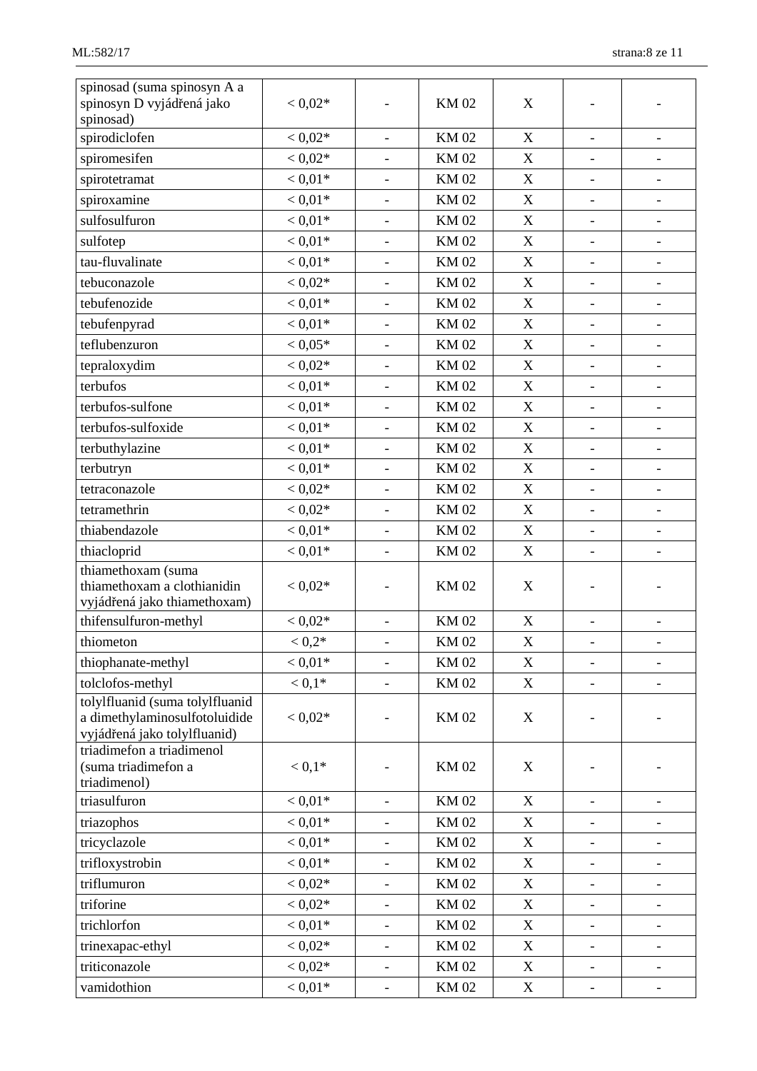| | | | | | | |
|---|---|---|---|---|---|---|
| spinosad (suma spinosyn A a spinosyn D vyjádřená jako spinosad) | < 0,02* | - | KM 02 | X | - | - |
| spirodiclofen | < 0,02* | - | KM 02 | X | - | - |
| spiromesifen | < 0,02* | - | KM 02 | X | - | - |
| spirotetramat | < 0,01* | - | KM 02 | X | - | - |
| spiroxamine | < 0,01* | - | KM 02 | X | - | - |
| sulfosulfuron | < 0,01* | - | KM 02 | X | - | - |
| sulfotep | < 0,01* | - | KM 02 | X | - | - |
| tau-fluvalinate | < 0,01* | - | KM 02 | X | - | - |
| tebuconazole | < 0,02* | - | KM 02 | X | - | - |
| tebufenozide | < 0,01* | - | KM 02 | X | - | - |
| tebufenpyrad | < 0,01* | - | KM 02 | X | - | - |
| teflubenzuron | < 0,05* | - | KM 02 | X | - | - |
| tepraloxydim | < 0,02* | - | KM 02 | X | - | - |
| terbufos | < 0,01* | - | KM 02 | X | - | - |
| terbufos-sulfone | < 0,01* | - | KM 02 | X | - | - |
| terbufos-sulfoxide | < 0,01* | - | KM 02 | X | - | - |
| terbuthylazine | < 0,01* | - | KM 02 | X | - | - |
| terbutryn | < 0,01* | - | KM 02 | X | - | - |
| tetraconazole | < 0,02* | - | KM 02 | X | - | - |
| tetramethrin | < 0,02* | - | KM 02 | X | - | - |
| thiabendazole | < 0,01* | - | KM 02 | X | - | - |
| thiacloprid | < 0,01* | - | KM 02 | X | - | - |
| thiamethoxam (suma thiamethoxam a clothianidin vyjádřená jako thiamethoxam) | < 0,02* | - | KM 02 | X | - | - |
| thifensulfuron-methyl | < 0,02* | - | KM 02 | X | - | - |
| thiometon | < 0,2* | - | KM 02 | X | - | - |
| thiophanate-methyl | < 0,01* | - | KM 02 | X | - | - |
| tolclofos-methyl | < 0,1* | - | KM 02 | X | - | - |
| tolylfluanid (suma tolylfluanid a dimethylaminosulfotoluidide vyjádřená jako tolylfluanid) | < 0,02* | - | KM 02 | X | - | - |
| triadimefon a triadimenol (suma triadimefon a triadimenol) | < 0,1* | - | KM 02 | X | - | - |
| triasulfuron | < 0,01* | - | KM 02 | X | - | - |
| triazophos | < 0,01* | - | KM 02 | X | - | - |
| tricyclazole | < 0,01* | - | KM 02 | X | - | - |
| trifloxystrobin | < 0,01* | - | KM 02 | X | - | - |
| triflumuron | < 0,02* | - | KM 02 | X | - | - |
| triforine | < 0,02* | - | KM 02 | X | - | - |
| trichlorfon | < 0,01* | - | KM 02 | X | - | - |
| trinexapac-ethyl | < 0,02* | - | KM 02 | X | - | - |
| triticonazole | < 0,02* | - | KM 02 | X | - | - |
| vamidothion | < 0,01* | - | KM 02 | X | - | - |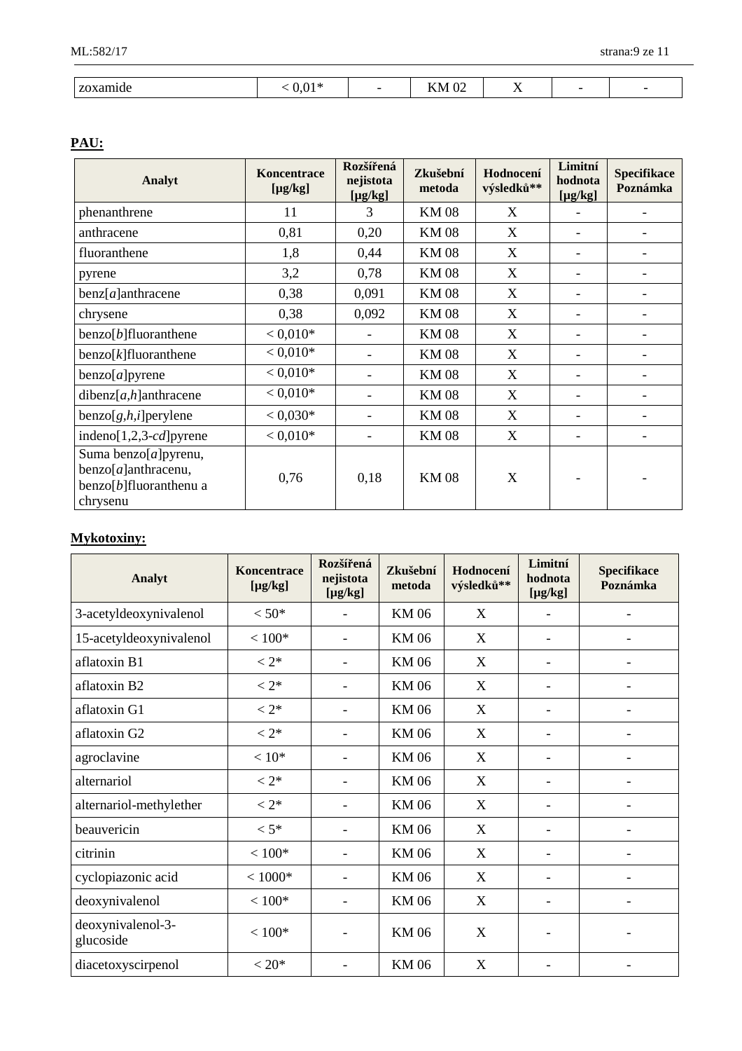| zoxamide | < 0,01* | - | KM 02 | X | - | - |
|---|---|---|---|---|---|---|

**PAU:**

| Analyt | Koncentrace [μg/kg] | Rozšířená nejistota [μg/kg] | Zkušební metoda | Hodnocení výsledků** | Limitní hodnota [μg/kg] | Specifikace Poznámka |
|---|---|---|---|---|---|---|
| phenanthrene | 11 | 3 | KM 08 | X | - | - |
| anthracene | 0,81 | 0,20 | KM 08 | X | - | - |
| fluoranthene | 1,8 | 0,44 | KM 08 | X | - | - |
| pyrene | 3,2 | 0,78 | KM 08 | X | - | - |
| benz[*a*]anthracene | 0,38 | 0,091 | KM 08 | X | - | - |
| chrysene | 0,38 | 0,092 | KM 08 | X | - | - |
| benzo[*b*]fluoranthene | < 0,010* | - | KM 08 | X | - | - |
| benzo[*k*]fluoranthene | < 0,010* | - | KM 08 | X | - | - |
| benzo[*a*]pyrene | < 0,010* | - | KM 08 | X | - | - |
| dibenz[*a,h*]anthracene | < 0,010* | - | KM 08 | X | - | - |
| benzo[*g,h,i*]perylene | < 0,030* | - | KM 08 | X | - | - |
| indeno[1,2,3-*cd*]pyrene | < 0,010* | - | KM 08 | X | - | - |
| Suma benzo[*a*]pyrenu, benzo[*a*]anthracenu, benzo[*b*]fluoranthenu a chrysenu | 0,76 | 0,18 | KM 08 | X | - | - |

**Mykotoxiny:**

| Analyt | Koncentrace [μg/kg] | Rozšířená nejistota [μg/kg] | Zkušební metoda | Hodnocení výsledků** | Limitní hodnota [μg/kg] | Specifikace Poznámka |
|---|---|---|---|---|---|---|
| 3-acetyldeoxynivalenol | < 50* | - | KM 06 | X | - | - |
| 15-acetyldeoxynivalenol | < 100* | - | KM 06 | X | - | - |
| aflatoxin B1 | < 2* | - | KM 06 | X | - | - |
| aflatoxin B2 | < 2* | - | KM 06 | X | - | - |
| aflatoxin G1 | < 2* | - | KM 06 | X | - | - |
| aflatoxin G2 | < 2* | - | KM 06 | X | - | - |
| agroclavine | < 10* | - | KM 06 | X | - | - |
| alternariol | < 2* | - | KM 06 | X | - | - |
| alternariol-methylether | < 2* | - | KM 06 | X | - | - |
| beauvericin | < 5* | - | KM 06 | X | - | - |
| citrinin | < 100* | - | KM 06 | X | - | - |
| cyclopiazonic acid | < 1000* | - | KM 06 | X | - | - |
| deoxynivalenol | < 100* | - | KM 06 | X | - | - |
| deoxynivalenol-3-glucoside | < 100* | - | KM 06 | X | - | - |
| diacetoxyscirpenol | < 20* | - | KM 06 | X | - | - |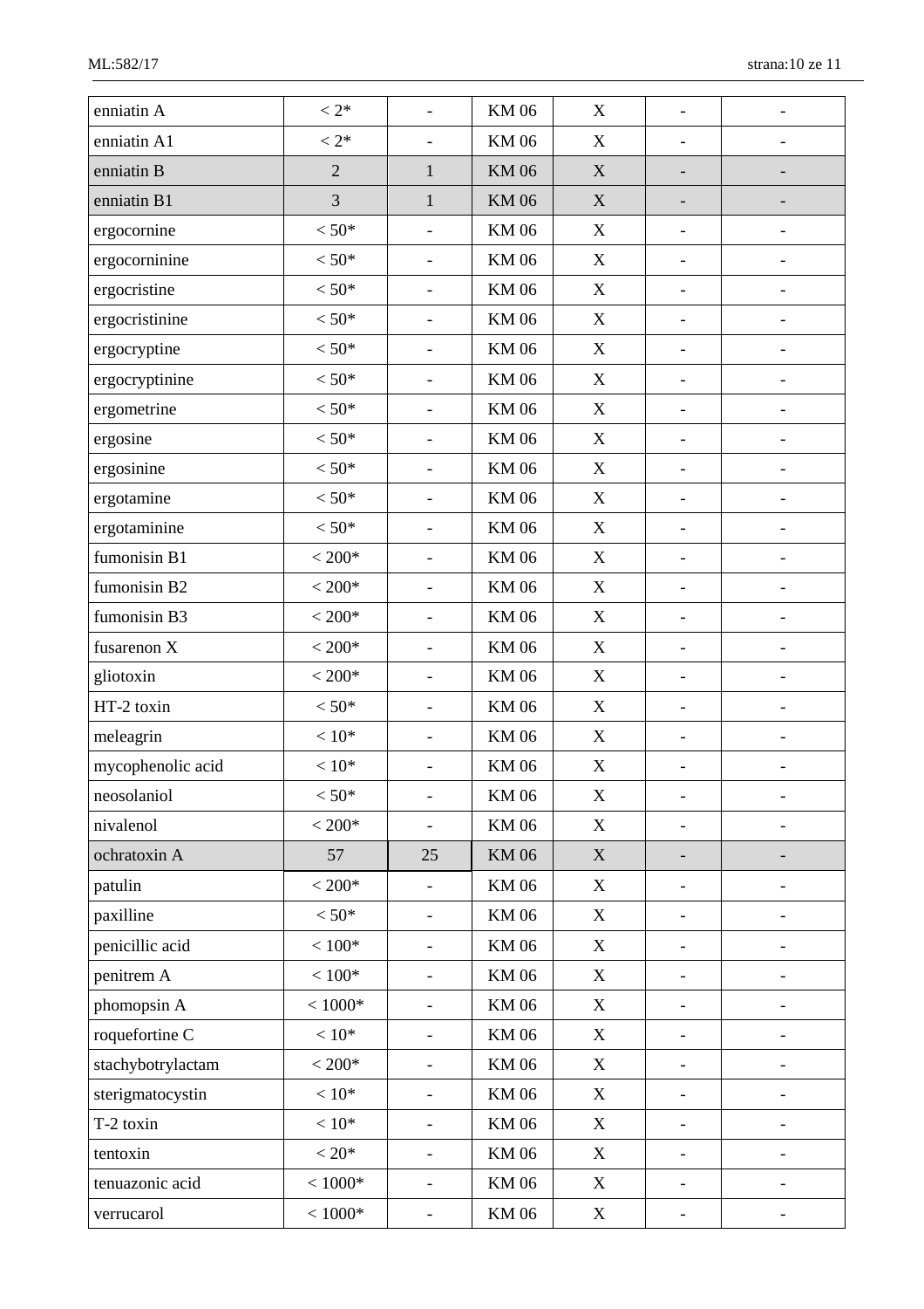| | | | | | | |
|---|---|---|---|---|---|---|
| enniatin A | < 2* | - | KM 06 | X | - | - |
| enniatin A1 | < 2* | - | KM 06 | X | - | - |
| enniatin B | 2 | 1 | KM 06 | X | - | - |
| enniatin B1 | 3 | 1 | KM 06 | X | - | - |
| ergocornine | < 50* | - | KM 06 | X | - | - |
| ergocorninine | < 50* | - | KM 06 | X | - | - |
| ergocristine | < 50* | - | KM 06 | X | - | - |
| ergocristinine | < 50* | - | KM 06 | X | - | - |
| ergocryptine | < 50* | - | KM 06 | X | - | - |
| ergocryptinine | < 50* | - | KM 06 | X | - | - |
| ergometrine | < 50* | - | KM 06 | X | - | - |
| ergosine | < 50* | - | KM 06 | X | - | - |
| ergosinine | < 50* | - | KM 06 | X | - | - |
| ergotamine | < 50* | - | KM 06 | X | - | - |
| ergotaminine | < 50* | - | KM 06 | X | - | - |
| fumonisin B1 | < 200* | - | KM 06 | X | - | - |
| fumonisin B2 | < 200* | - | KM 06 | X | - | - |
| fumonisin B3 | < 200* | - | KM 06 | X | - | - |
| fusarenon X | < 200* | - | KM 06 | X | - | - |
| gliotoxin | < 200* | - | KM 06 | X | - | - |
| HT-2 toxin | < 50* | - | KM 06 | X | - | - |
| meleagrin | < 10* | - | KM 06 | X | - | - |
| mycophenolic acid | < 10* | - | KM 06 | X | - | - |
| neosolaniol | < 50* | - | KM 06 | X | - | - |
| nivalenol | < 200* | - | KM 06 | X | - | - |
| ochratoxin A | 57 | 25 | KM 06 | X | - | - |
| patulin | < 200* | - | KM 06 | X | - | - |
| paxilline | < 50* | - | KM 06 | X | - | - |
| penicillic acid | < 100* | - | KM 06 | X | - | - |
| penitrem A | < 100* | - | KM 06 | X | - | - |
| phomopsin A | < 1000* | - | KM 06 | X | - | - |
| roquefortine C | < 10* | - | KM 06 | X | - | - |
| stachybotrylactam | < 200* | - | KM 06 | X | - | - |
| sterigmatocystin | < 10* | - | KM 06 | X | - | - |
| T-2 toxin | < 10* | - | KM 06 | X | - | - |
| tentoxin | < 20* | - | KM 06 | X | - | - |
| tenuazonic acid | < 1000* | - | KM 06 | X | - | - |
| verrucarol | < 1000* | - | KM 06 | X | - | - |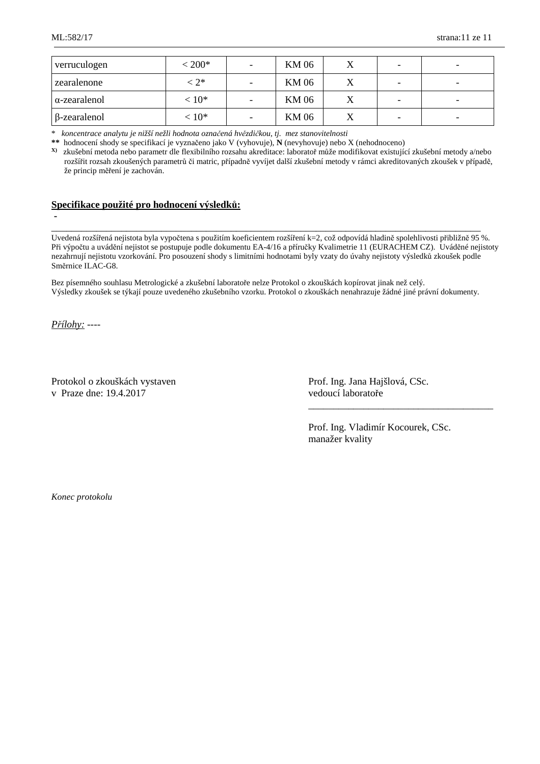| | | | | | | |
|---|---|---|---|---|---|---|
| verruculogen | < 200* | - | KM 06 | X | - | - |
| zearalenone | < 2* | - | KM 06 | X | - | - |
| α-zearalenol | < 10* | - | KM 06 | X | - | - |
| β-zearalenol | < 10* | - | KM 06 | X | - | - |

\* *koncentrace analytu je nižší nežli hodnota označená hvězdičkou, tj. mez stanovitelnosti*

**\*\*** hodnocení shody se specifikací je vyznačeno jako V (vyhovuje), **N** (nevyhovuje) nebo X (nehodnoceno)

**X)** zkušební metoda nebo parametr dle flexibilního rozsahu akreditace: laboratoř může modifikovat existující zkušební metody a/nebo rozšířit rozsah zkoušených parametrů či matric, případně vyvíjet další zkušební metody v rámci akreditovaných zkoušek v případě, že princip měření je zachován.

**Specifikace použité pro hodnocení výsledků:**

-

---

Uvedená rozšířená nejistota byla vypočtena s použitím koeficientem rozšíření k=2, což odpovídá hladině spolehlivosti přibližně 95 %. Při výpočtu a uvádění nejistot se postupuje podle dokumentu EA-4/16 a příručky Kvalimetrie 11 (EURACHEM CZ). Uváděné nejistoty nezahrnují nejistotu vzorkování. Pro posouzení shody s limitními hodnotami byly vzaty do úvahy nejistoty výsledků zkoušek podle Směrnice ILAC-G8.

Bez písemného souhlasu Metrologické a zkušební laboratoře nelze Protokol o zkouškách kopírovat jinak než celý.
Výsledky zkoušek se týkají pouze uvedeného zkušebního vzorku. Protokol o zkouškách nenahrazuje žádné jiné právní dokumenty.

*Přílohy:* ----

Protokol o zkouškách vystaven
v Praze dne: 19.4.2017

Prof. Ing. Jana Hajšlová, CSc.
vedoucí laboratoře

---

Prof. Ing. Vladimír Kocourek, CSc.
manažer kvality

*Konec protokolu*